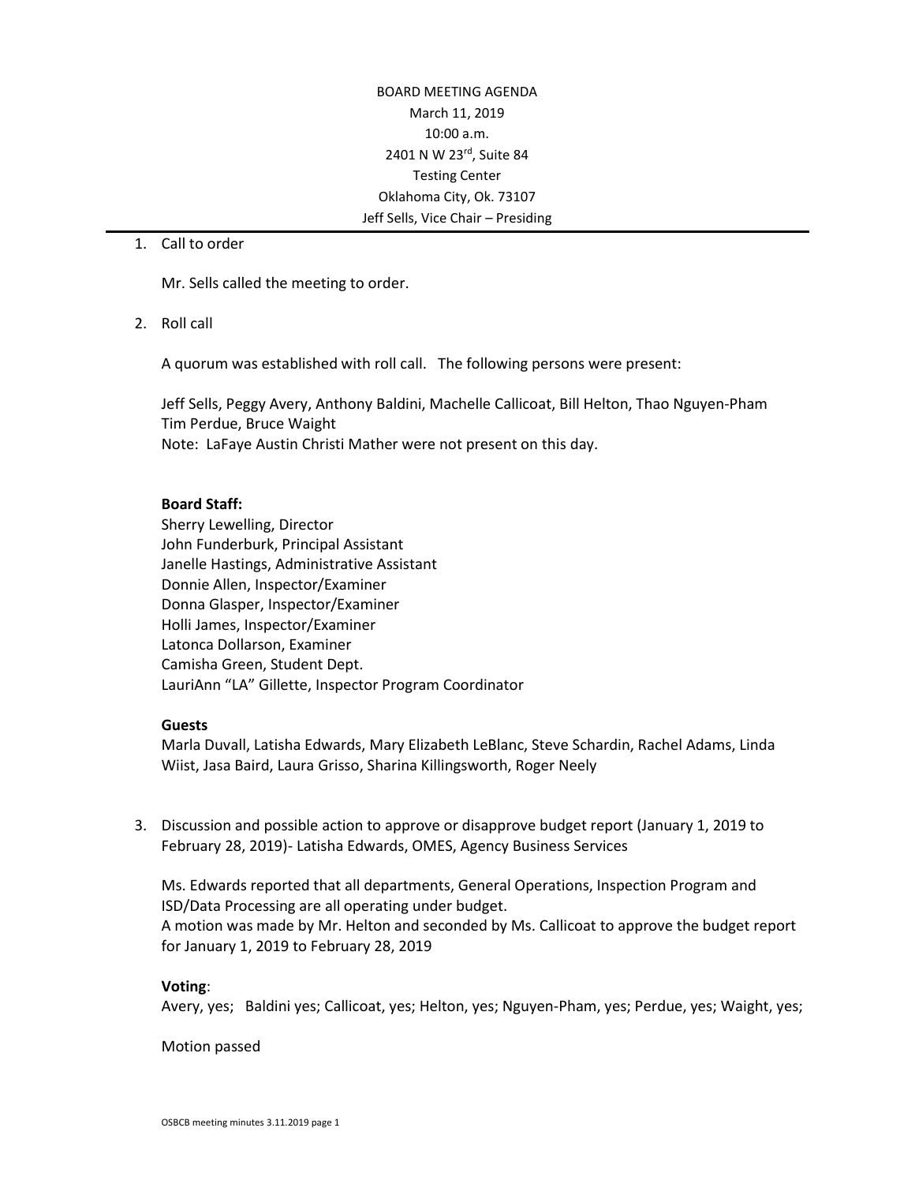BOARD MEETING AGENDA
March 11, 2019
10:00 a.m.
2401 N W 23rd, Suite 84
Testing Center
Oklahoma City, Ok. 73107
Jeff Sells, Vice Chair – Presiding

---

1. Call to order

   Mr. Sells called the meeting to order.

2. Roll call

   A quorum was established with roll call. The following persons were present:

   Jeff Sells, Peggy Avery, Anthony Baldini, Machelle Callicoat, Bill Helton, Thao Nguyen-Pham
   Tim Perdue, Bruce Waight
   Note: LaFaye Austin Christi Mather were not present on this day.

   **Board Staff:**
   Sherry Lewelling, Director
   John Funderburk, Principal Assistant
   Janelle Hastings, Administrative Assistant
   Donnie Allen, Inspector/Examiner
   Donna Glasper, Inspector/Examiner
   Holli James, Inspector/Examiner
   Latonca Dollarson, Examiner
   Camisha Green, Student Dept.
   LauriAnn "LA" Gillette, Inspector Program Coordinator

   **Guests**
   Marla Duvall, Latisha Edwards, Mary Elizabeth LeBlanc, Steve Schardin, Rachel Adams, Linda Wiist, Jasa Baird, Laura Grisso, Sharina Killingsworth, Roger Neely

3. Discussion and possible action to approve or disapprove budget report (January 1, 2019 to February 28, 2019)- Latisha Edwards, OMES, Agency Business Services

   Ms. Edwards reported that all departments, General Operations, Inspection Program and ISD/Data Processing are all operating under budget.
   A motion was made by Mr. Helton and seconded by Ms. Callicoat to approve the budget report for January 1, 2019 to February 28, 2019

   **Voting**:
   Avery, yes; Baldini yes; Callicoat, yes; Helton, yes; Nguyen-Pham, yes; Perdue, yes; Waight, yes;

   Motion passed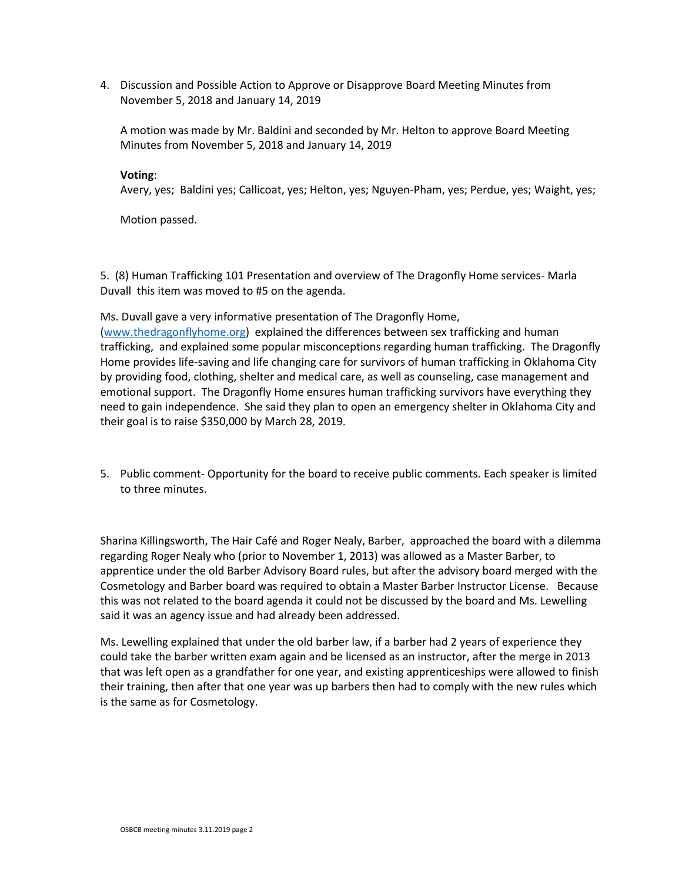4. Discussion and Possible Action to Approve or Disapprove Board Meeting Minutes from November 5, 2018 and January 14, 2019

   A motion was made by Mr. Baldini and seconded by Mr. Helton to approve Board Meeting Minutes from November 5, 2018 and January 14, 2019

   **Voting**:
   Avery, yes;  Baldini yes; Callicoat, yes; Helton, yes; Nguyen-Pham, yes; Perdue, yes; Waight, yes;

   Motion passed.

5. (8) Human Trafficking 101 Presentation and overview of The Dragonfly Home services- Marla Duvall  this item was moved to #5 on the agenda.

Ms. Duvall gave a very informative presentation of The Dragonfly Home, (www.thedragonflyhome.org)  explained the differences between sex trafficking and human trafficking,  and explained some popular misconceptions regarding human trafficking.  The Dragonfly Home provides life-saving and life changing care for survivors of human trafficking in Oklahoma City by providing food, clothing, shelter and medical care, as well as counseling, case management and emotional support.  The Dragonfly Home ensures human trafficking survivors have everything they need to gain independence.  She said they plan to open an emergency shelter in Oklahoma City and their goal is to raise $350,000 by March 28, 2019.

5. Public comment- Opportunity for the board to receive public comments. Each speaker is limited to three minutes.

Sharina Killingsworth, The Hair Café and Roger Nealy, Barber,  approached the board with a dilemma regarding Roger Nealy who (prior to November 1, 2013) was allowed as a Master Barber, to apprentice under the old Barber Advisory Board rules, but after the advisory board merged with the Cosmetology and Barber board was required to obtain a Master Barber Instructor License.   Because this was not related to the board agenda it could not be discussed by the board and Ms. Lewelling said it was an agency issue and had already been addressed.

Ms. Lewelling explained that under the old barber law, if a barber had 2 years of experience they could take the barber written exam again and be licensed as an instructor, after the merge in 2013 that was left open as a grandfather for one year, and existing apprenticeships were allowed to finish their training, then after that one year was up barbers then had to comply with the new rules which is the same as for Cosmetology.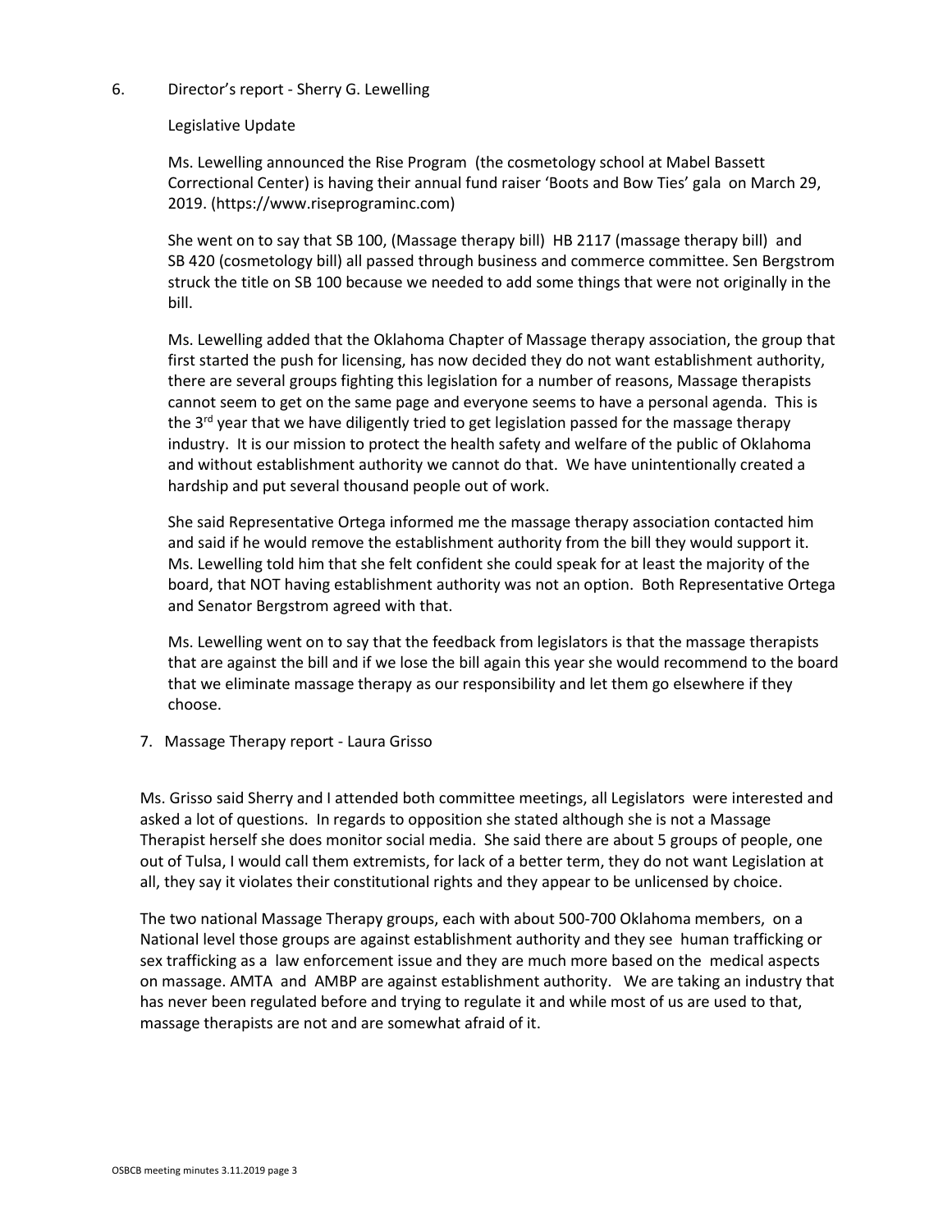6. Director's report - Sherry G. Lewelling

   Legislative Update

   Ms. Lewelling announced the Rise Program (the cosmetology school at Mabel Bassett Correctional Center) is having their annual fund raiser 'Boots and Bow Ties' gala on March 29, 2019. (https://www.riseprograminc.com)

   She went on to say that SB 100, (Massage therapy bill) HB 2117 (massage therapy bill) and SB 420 (cosmetology bill) all passed through business and commerce committee. Sen Bergstrom struck the title on SB 100 because we needed to add some things that were not originally in the bill.

   Ms. Lewelling added that the Oklahoma Chapter of Massage therapy association, the group that first started the push for licensing, has now decided they do not want establishment authority, there are several groups fighting this legislation for a number of reasons, Massage therapists cannot seem to get on the same page and everyone seems to have a personal agenda. This is the 3rd year that we have diligently tried to get legislation passed for the massage therapy industry. It is our mission to protect the health safety and welfare of the public of Oklahoma and without establishment authority we cannot do that. We have unintentionally created a hardship and put several thousand people out of work.

   She said Representative Ortega informed me the massage therapy association contacted him and said if he would remove the establishment authority from the bill they would support it. Ms. Lewelling told him that she felt confident she could speak for at least the majority of the board, that NOT having establishment authority was not an option. Both Representative Ortega and Senator Bergstrom agreed with that.

   Ms. Lewelling went on to say that the feedback from legislators is that the massage therapists that are against the bill and if we lose the bill again this year she would recommend to the board that we eliminate massage therapy as our responsibility and let them go elsewhere if they choose.

7. Massage Therapy report - Laura Grisso

Ms. Grisso said Sherry and I attended both committee meetings, all Legislators were interested and asked a lot of questions. In regards to opposition she stated although she is not a Massage Therapist herself she does monitor social media. She said there are about 5 groups of people, one out of Tulsa, I would call them extremists, for lack of a better term, they do not want Legislation at all, they say it violates their constitutional rights and they appear to be unlicensed by choice.

The two national Massage Therapy groups, each with about 500-700 Oklahoma members, on a National level those groups are against establishment authority and they see human trafficking or sex trafficking as a law enforcement issue and they are much more based on the medical aspects on massage. AMTA and AMBP are against establishment authority. We are taking an industry that has never been regulated before and trying to regulate it and while most of us are used to that, massage therapists are not and are somewhat afraid of it.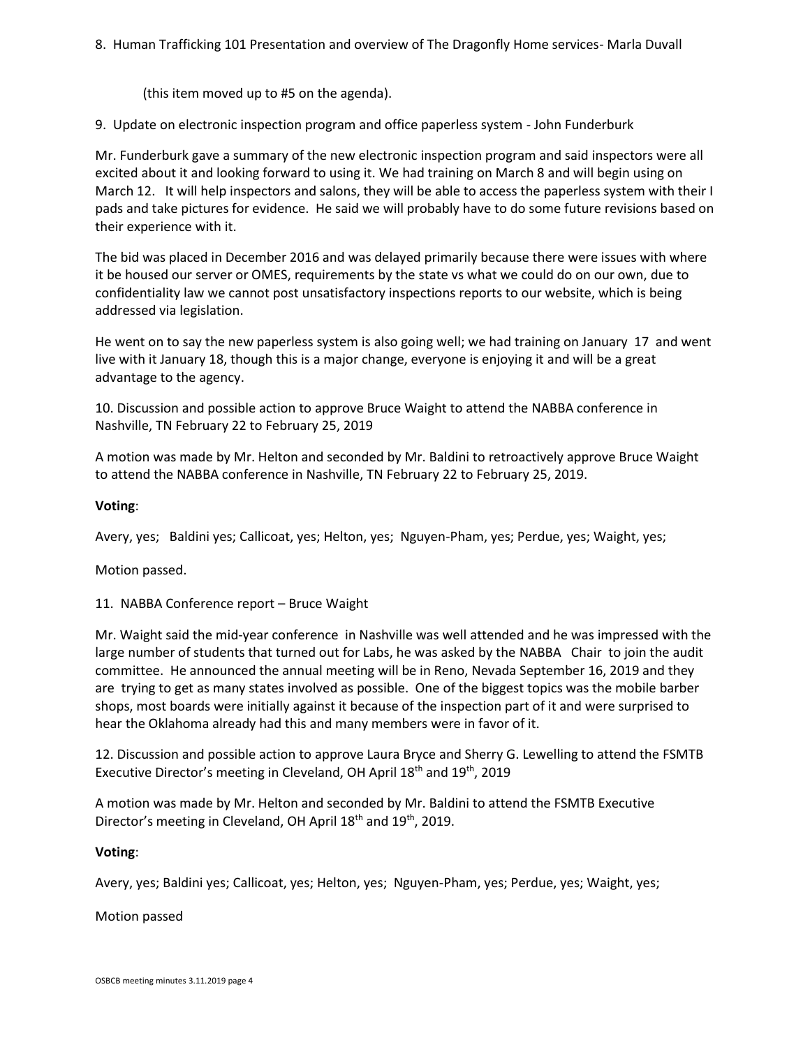8. Human Trafficking 101 Presentation and overview of The Dragonfly Home services- Marla Duvall

(this item moved up to #5 on the agenda).

9. Update on electronic inspection program and office paperless system - John Funderburk

Mr. Funderburk gave a summary of the new electronic inspection program and said inspectors were all excited about it and looking forward to using it. We had training on March 8 and will begin using on March 12. It will help inspectors and salons, they will be able to access the paperless system with their I pads and take pictures for evidence. He said we will probably have to do some future revisions based on their experience with it.

The bid was placed in December 2016 and was delayed primarily because there were issues with where it be housed our server or OMES, requirements by the state vs what we could do on our own, due to confidentiality law we cannot post unsatisfactory inspections reports to our website, which is being addressed via legislation.

He went on to say the new paperless system is also going well; we had training on January 17 and went live with it January 18, though this is a major change, everyone is enjoying it and will be a great advantage to the agency.

10. Discussion and possible action to approve Bruce Waight to attend the NABBA conference in Nashville, TN February 22 to February 25, 2019

A motion was made by Mr. Helton and seconded by Mr. Baldini to retroactively approve Bruce Waight to attend the NABBA conference in Nashville, TN February 22 to February 25, 2019.

**Voting**:

Avery, yes; Baldini yes; Callicoat, yes; Helton, yes; Nguyen-Pham, yes; Perdue, yes; Waight, yes;

Motion passed.

11. NABBA Conference report – Bruce Waight

Mr. Waight said the mid-year conference in Nashville was well attended and he was impressed with the large number of students that turned out for Labs, he was asked by the NABBA Chair to join the audit committee. He announced the annual meeting will be in Reno, Nevada September 16, 2019 and they are trying to get as many states involved as possible. One of the biggest topics was the mobile barber shops, most boards were initially against it because of the inspection part of it and were surprised to hear the Oklahoma already had this and many members were in favor of it.

12. Discussion and possible action to approve Laura Bryce and Sherry G. Lewelling to attend the FSMTB Executive Director's meeting in Cleveland, OH April 18th and 19th, 2019

A motion was made by Mr. Helton and seconded by Mr. Baldini to attend the FSMTB Executive Director's meeting in Cleveland, OH April 18th and 19th, 2019.

**Voting**:

Avery, yes; Baldini yes; Callicoat, yes; Helton, yes; Nguyen-Pham, yes; Perdue, yes; Waight, yes;

Motion passed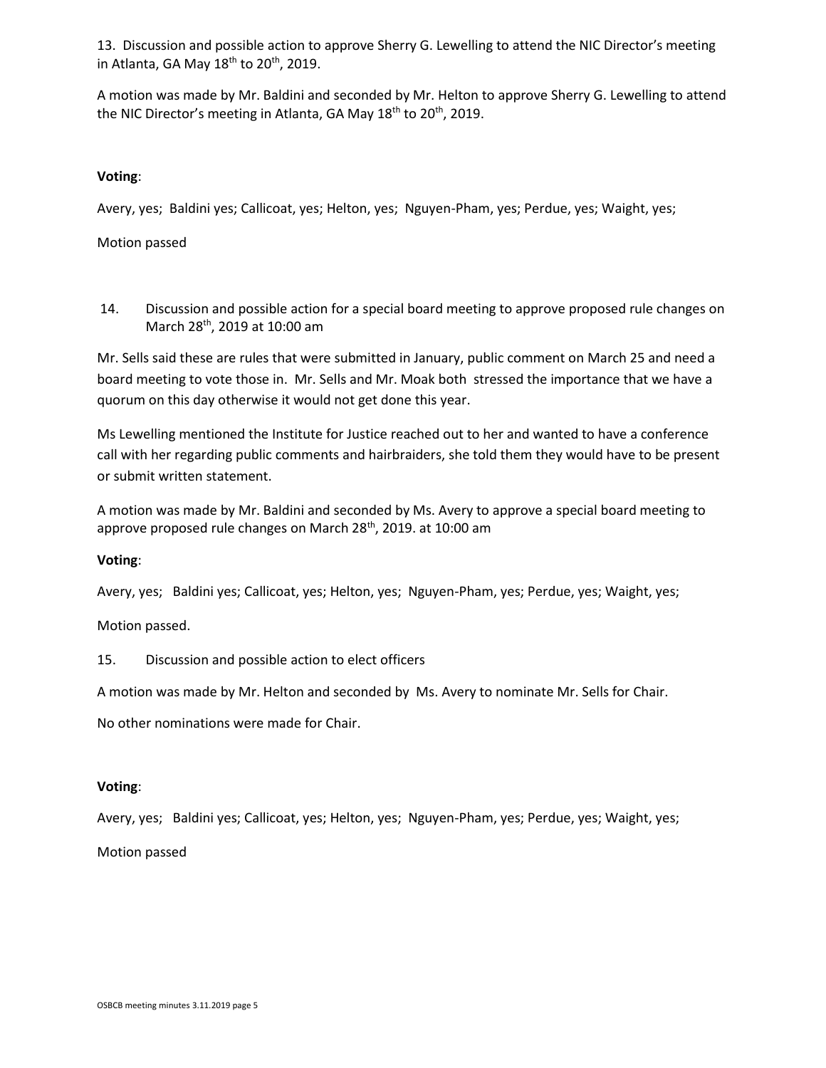13. Discussion and possible action to approve Sherry G. Lewelling to attend the NIC Director's meeting in Atlanta, GA May 18th to 20th, 2019.

A motion was made by Mr. Baldini and seconded by Mr. Helton to approve Sherry G. Lewelling to attend the NIC Director's meeting in Atlanta, GA May 18th to 20th, 2019.

**Voting**:

Avery, yes; Baldini yes; Callicoat, yes; Helton, yes; Nguyen-Pham, yes; Perdue, yes; Waight, yes;

Motion passed

14. Discussion and possible action for a special board meeting to approve proposed rule changes on March 28th, 2019 at 10:00 am

Mr. Sells said these are rules that were submitted in January, public comment on March 25 and need a board meeting to vote those in. Mr. Sells and Mr. Moak both stressed the importance that we have a quorum on this day otherwise it would not get done this year.

Ms Lewelling mentioned the Institute for Justice reached out to her and wanted to have a conference call with her regarding public comments and hairbraiders, she told them they would have to be present or submit written statement.

A motion was made by Mr. Baldini and seconded by Ms. Avery to approve a special board meeting to approve proposed rule changes on March 28th, 2019. at 10:00 am

**Voting**:

Avery, yes; Baldini yes; Callicoat, yes; Helton, yes; Nguyen-Pham, yes; Perdue, yes; Waight, yes;

Motion passed.

15. Discussion and possible action to elect officers

A motion was made by Mr. Helton and seconded by Ms. Avery to nominate Mr. Sells for Chair.

No other nominations were made for Chair.

**Voting**:

Avery, yes; Baldini yes; Callicoat, yes; Helton, yes; Nguyen-Pham, yes; Perdue, yes; Waight, yes;

Motion passed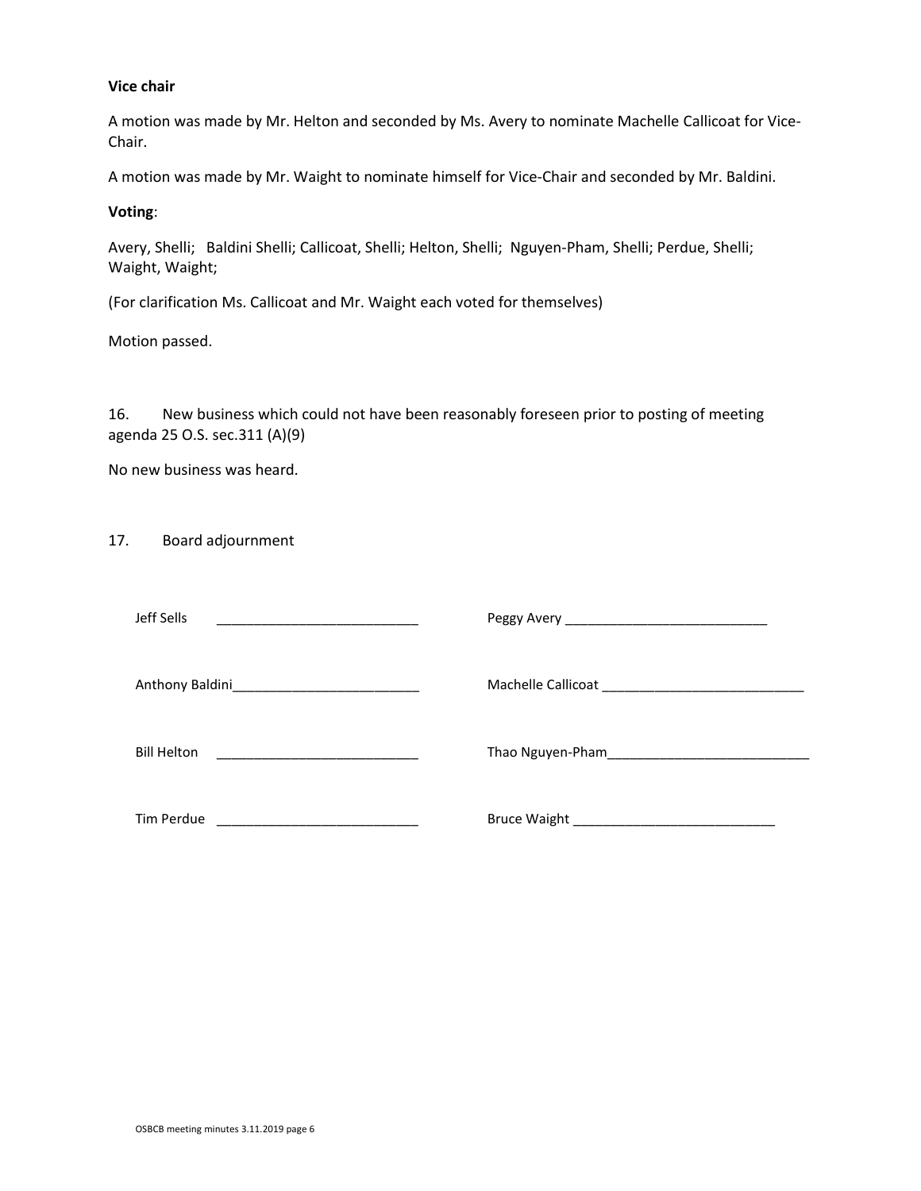**Vice chair**

A motion was made by Mr. Helton and seconded by Ms. Avery to nominate Machelle Callicoat for Vice-Chair.

A motion was made by Mr. Waight to nominate himself for Vice-Chair and seconded by Mr. Baldini.

**Voting**:

Avery, Shelli; Baldini Shelli; Callicoat, Shelli; Helton, Shelli; Nguyen-Pham, Shelli; Perdue, Shelli; Waight, Waight;

(For clarification Ms. Callicoat and Mr. Waight each voted for themselves)

Motion passed.

16. New business which could not have been reasonably foreseen prior to posting of meeting agenda 25 O.S. sec.311 (A)(9)

No new business was heard.

17. Board adjournment

Jeff Sells ___________________________ Peggy Avery ___________________________

Anthony Baldini___________________________ Machelle Callicoat ___________________________

Bill Helton ___________________________ Thao Nguyen-Pham___________________________

Tim Perdue ___________________________ Bruce Waight ___________________________